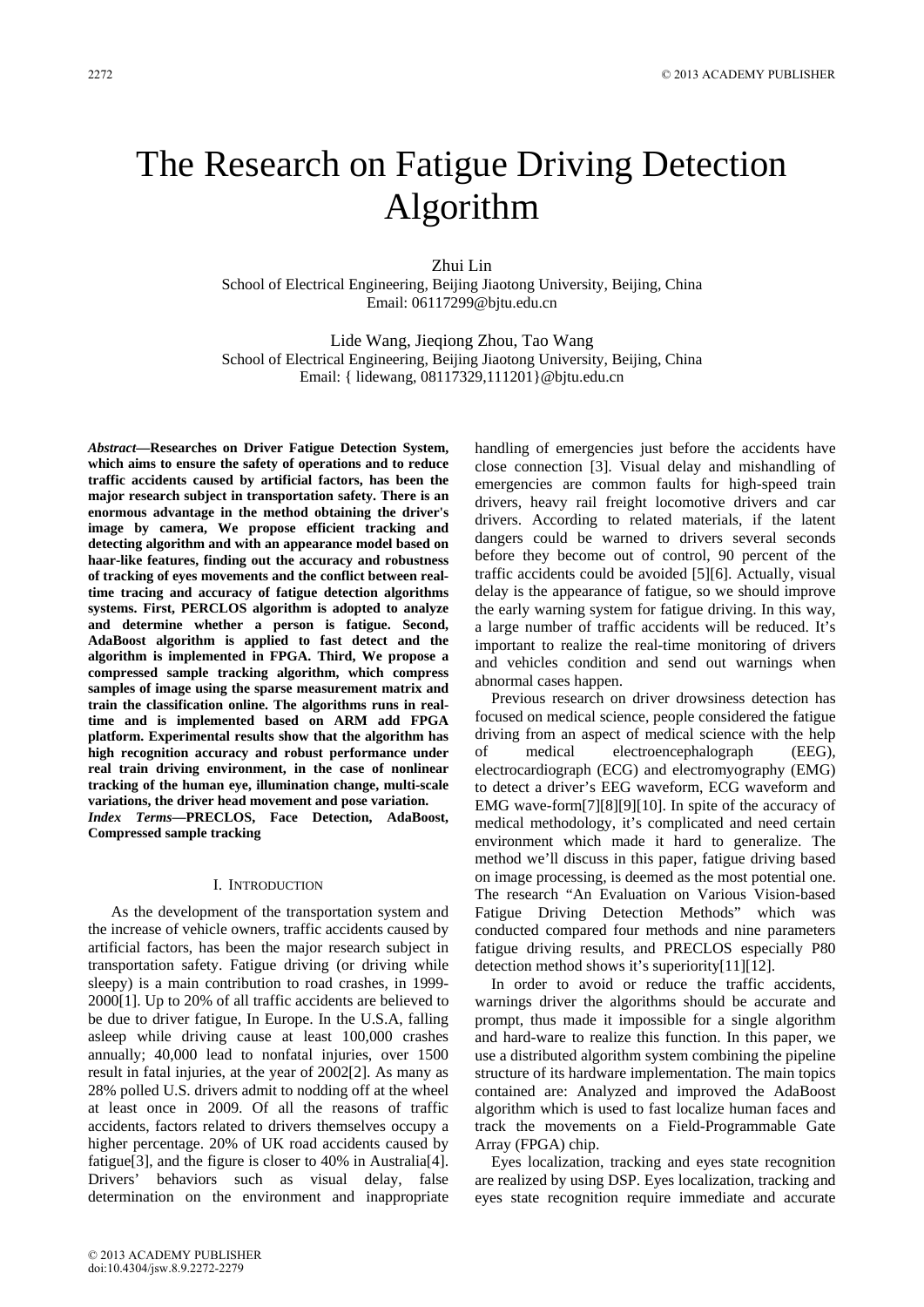# The Research on Fatigue Driving Detection Algorithm

Zhui Lin
School of Electrical Engineering, Beijing Jiaotong University, Beijing, China
Email: 06117299@bjtu.edu.cn

Lide Wang, Jieqiong Zhou, Tao Wang
School of Electrical Engineering, Beijing Jiaotong University, Beijing, China
Email: { lidewang, 08117329,111201}@bjtu.edu.cn

***Abstract*—Researches on Driver Fatigue Detection System, which aims to ensure the safety of operations and to reduce traffic accidents caused by artificial factors, has been the major research subject in transportation safety. There is an enormous advantage in the method obtaining the driver's image by camera, We propose efficient tracking and detecting algorithm and with an appearance model based on haar-like features, finding out the accuracy and robustness of tracking of eyes movements and the conflict between real-time tracing and accuracy of fatigue detection algorithms systems. First, PERCLOS algorithm is adopted to analyze and determine whether a person is fatigue. Second, AdaBoost algorithm is applied to fast detect and the algorithm is implemented in FPGA. Third, We propose a compressed sample tracking algorithm, which compress samples of image using the sparse measurement matrix and train the classification online. The algorithms runs in real-time and is implemented based on ARM add FPGA platform. Experimental results show that the algorithm has high recognition accuracy and robust performance under real train driving environment, in the case of nonlinear tracking of the human eye, illumination change, multi-scale variations, the driver head movement and pose variation.**

***Index Terms*—PRECLOS, Face Detection, AdaBoost, Compressed sample tracking**

## I. Introduction

As the development of the transportation system and the increase of vehicle owners, traffic accidents caused by artificial factors, has been the major research subject in transportation safety. Fatigue driving (or driving while sleepy) is a main contribution to road crashes, in 1999-2000[1]. Up to 20% of all traffic accidents are believed to be due to driver fatigue, In Europe. In the U.S.A, falling asleep while driving cause at least 100,000 crashes annually; 40,000 lead to nonfatal injuries, over 1500 result in fatal injuries, at the year of 2002[2]. As many as 28% polled U.S. drivers admit to nodding off at the wheel at least once in 2009. Of all the reasons of traffic accidents, factors related to drivers themselves occupy a higher percentage. 20% of UK road accidents caused by fatigue[3], and the figure is closer to 40% in Australia[4]. Drivers' behaviors such as visual delay, false determination on the environment and inappropriate handling of emergencies just before the accidents have close connection [3]. Visual delay and mishandling of emergencies are common faults for high-speed train drivers, heavy rail freight locomotive drivers and car drivers. According to related materials, if the latent dangers could be warned to drivers several seconds before they become out of control, 90 percent of the traffic accidents could be avoided [5][6]. Actually, visual delay is the appearance of fatigue, so we should improve the early warning system for fatigue driving. In this way, a large number of traffic accidents will be reduced. It's important to realize the real-time monitoring of drivers and vehicles condition and send out warnings when abnormal cases happen.

Previous research on driver drowsiness detection has focused on medical science, people considered the fatigue driving from an aspect of medical science with the help of medical electroencephalograph (EEG), electrocardiograph (ECG) and electromyography (EMG) to detect a driver's EEG waveform, ECG waveform and EMG wave-form[7][8][9][10]. In spite of the accuracy of medical methodology, it's complicated and need certain environment which made it hard to generalize. The method we'll discuss in this paper, fatigue driving based on image processing, is deemed as the most potential one. The research "An Evaluation on Various Vision-based Fatigue Driving Detection Methods" which was conducted compared four methods and nine parameters fatigue driving results, and PRECLOS especially P80 detection method shows it's superiority[11][12].

In order to avoid or reduce the traffic accidents, warnings driver the algorithms should be accurate and prompt, thus made it impossible for a single algorithm and hard-ware to realize this function. In this paper, we use a distributed algorithm system combining the pipeline structure of its hardware implementation. The main topics contained are: Analyzed and improved the AdaBoost algorithm which is used to fast localize human faces and track the movements on a Field-Programmable Gate Array (FPGA) chip.

Eyes localization, tracking and eyes state recognition are realized by using DSP. Eyes localization, tracking and eyes state recognition require immediate and accurate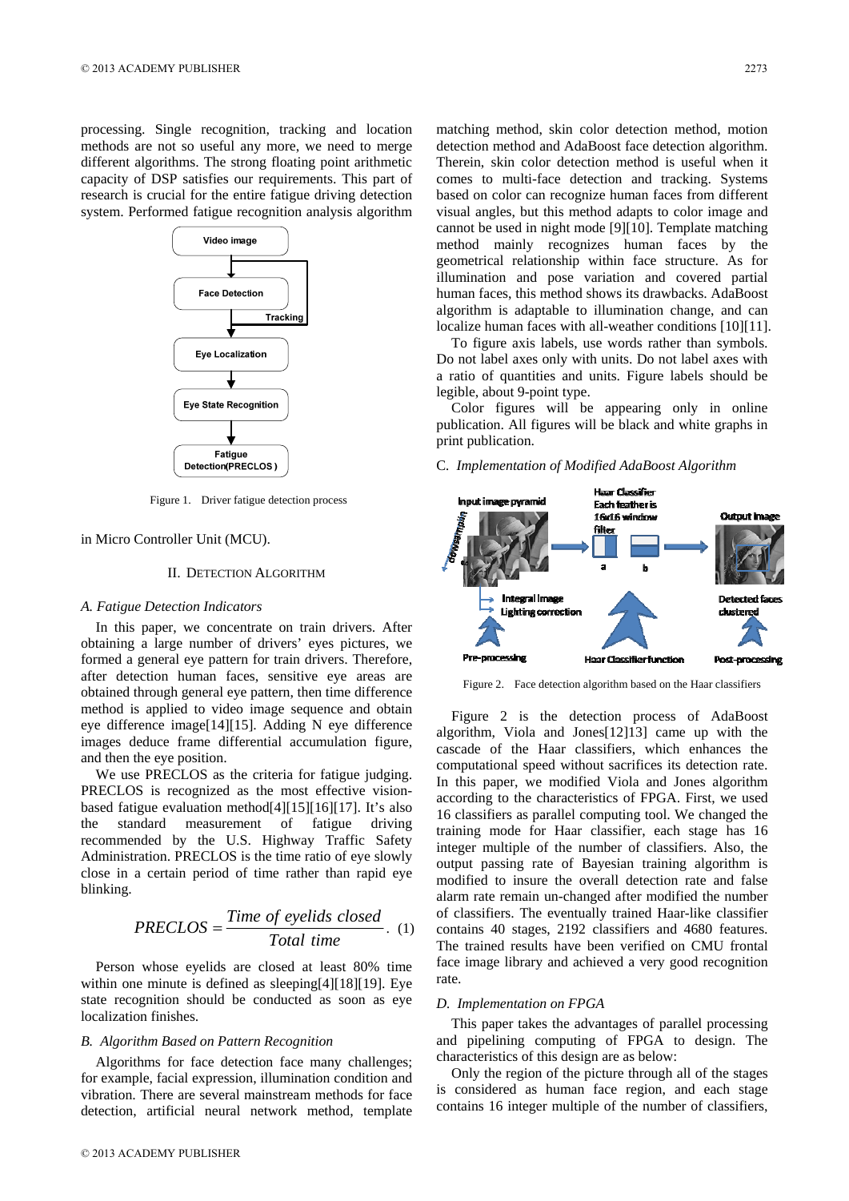processing. Single recognition, tracking and location methods are not so useful any more, we need to merge different algorithms. The strong floating point arithmetic capacity of DSP satisfies our requirements. This part of research is crucial for the entire fatigue driving detection system. Performed fatigue recognition analysis algorithm in Micro Controller Unit (MCU).

Figure 1. Driver fatigue detection process

## II. Detection Algorithm

### A. Fatigue Detection Indicators

In this paper, we concentrate on train drivers. After obtaining a large number of drivers' eyes pictures, we formed a general eye pattern for train drivers. Therefore, after detection human faces, sensitive eye areas are obtained through general eye pattern, then time difference method is applied to video image sequence and obtain eye difference image[14][15]. Adding N eye difference images deduce frame differential accumulation figure, and then the eye position.

We use PRECLOS as the criteria for fatigue judging. PRECLOS is recognized as the most effective vision-based fatigue evaluation method[4][15][16][17]. It's also the standard measurement of fatigue driving recommended by the U.S. Highway Traffic Safety Administration. PRECLOS is the time ratio of eye slowly close in a certain period of time rather than rapid eye blinking.

$$PRECLOS = \frac{Time\ of\ eyelids\ closed}{Total\ time}. \quad (1)$$

Person whose eyelids are closed at least 80% time within one minute is defined as sleeping[4][18][19]. Eye state recognition should be conducted as soon as eye localization finishes.

### B. Algorithm Based on Pattern Recognition

Algorithms for face detection face many challenges; for example, facial expression, illumination condition and vibration. There are several mainstream methods for face detection, artificial neural network method, template matching method, skin color detection method, motion detection method and AdaBoost face detection algorithm. Therein, skin color detection method is useful when it comes to multi-face detection and tracking. Systems based on color can recognize human faces from different visual angles, but this method adapts to color image and cannot be used in night mode [9][10]. Template matching method mainly recognizes human faces by the geometrical relationship within face structure. As for illumination and pose variation and covered partial human faces, this method shows its drawbacks. AdaBoost algorithm is adaptable to illumination change, and can localize human faces with all-weather conditions [10][11].

To figure axis labels, use words rather than symbols. Do not label axes only with units. Do not label axes with a ratio of quantities and units. Figure labels should be legible, about 9-point type.

Color figures will be appearing only in online publication. All figures will be black and white graphs in print publication.

### C. Implementation of Modified AdaBoost Algorithm

Figure 2. Face detection algorithm based on the Haar classifiers

Figure 2 is the detection process of AdaBoost algorithm, Viola and Jones[12]13] came up with the cascade of the Haar classifiers, which enhances the computational speed without sacrifices its detection rate. In this paper, we modified Viola and Jones algorithm according to the characteristics of FPGA. First, we used 16 classifiers as parallel computing tool. We changed the training mode for Haar classifier, each stage has 16 integer multiple of the number of classifiers. Also, the output passing rate of Bayesian training algorithm is modified to insure the overall detection rate and false alarm rate remain un-changed after modified the number of classifiers. The eventually trained Haar-like classifier contains 40 stages, 2192 classifiers and 4680 features. The trained results have been verified on CMU frontal face image library and achieved a very good recognition rate.

### D. Implementation on FPGA

This paper takes the advantages of parallel processing and pipelining computing of FPGA to design. The characteristics of this design are as below:

Only the region of the picture through all of the stages is considered as human face region, and each stage contains 16 integer multiple of the number of classifiers,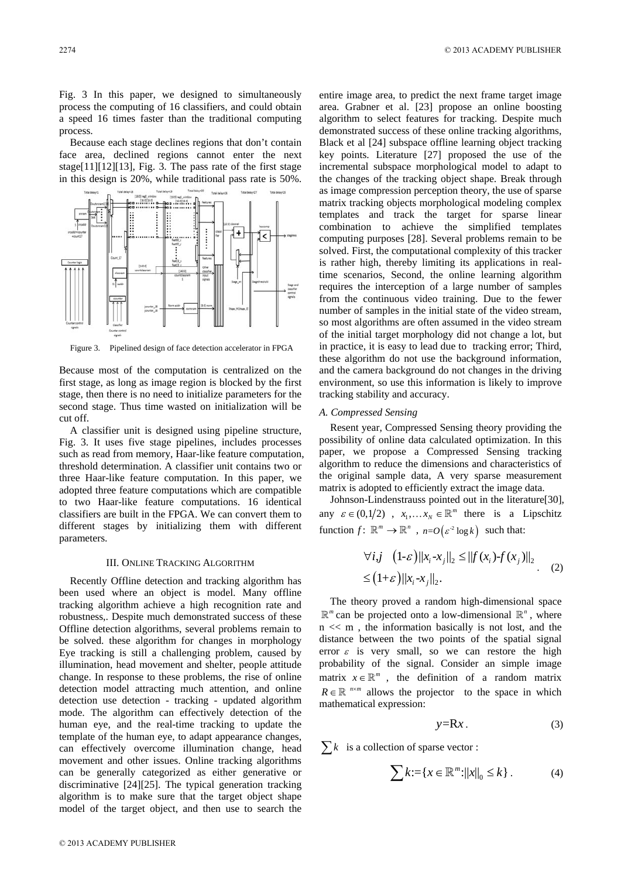Fig. 3 In this paper, we designed to simultaneously process the computing of 16 classifiers, and could obtain a speed 16 times faster than the traditional computing process.

Because each stage declines regions that don't contain face area, declined regions cannot enter the next stage[11][12][13], Fig. 3. The pass rate of the first stage in this design is 20%, while traditional pass rate is 50%.

Figure 3. Pipelined design of face detection accelerator in FPGA

Because most of the computation is centralized on the first stage, as long as image region is blocked by the first stage, then there is no need to initialize parameters for the second stage. Thus time wasted on initialization will be cut off.

A classifier unit is designed using pipeline structure, Fig. 3. It uses five stage pipelines, includes processes such as read from memory, Haar-like feature computation, threshold determination. A classifier unit contains two or three Haar-like feature computation. In this paper, we adopted three feature computations which are compatible to two Haar-like feature computations. 16 identical classifiers are built in the FPGA. We can convert them to different stages by initializing them with different parameters.

## III. Online Tracking Algorithm

Recently Offline detection and tracking algorithm has been used where an object is model. Many offline tracking algorithm achieve a high recognition rate and robustness,. Despite much demonstrated success of these Offline detection algorithms, several problems remain to be solved. these algorithm for changes in morphology Eye tracking is still a challenging problem, caused by illumination, head movement and shelter, people attitude change. In response to these problems, the rise of online detection model attracting much attention, and online detection use detection - tracking - updated algorithm mode. The algorithm can effectively detection of the human eye, and the real-time tracking to update the template of the human eye, to adapt appearance changes, can effectively overcome illumination change, head movement and other issues. Online tracking algorithms can be generally categorized as either generative or discriminative [24][25]. The typical generation tracking algorithm is to make sure that the target object shape model of the target object, and then use to search the entire image area, to predict the next frame target image area. Grabner et al. [23] propose an online boosting algorithm to select features for tracking. Despite much demonstrated success of these online tracking algorithms, Black et al [24] subspace offline learning object tracking key points. Literature [27] proposed the use of the incremental subspace morphological model to adapt to the changes of the tracking object shape. Break through as image compression perception theory, the use of sparse matrix tracking objects morphological modeling complex templates and track the target for sparse linear combination to achieve the simplified templates computing purposes [28]. Several problems remain to be solved. First, the computational complexity of this tracker is rather high, thereby limiting its applications in real-time scenarios, Second, the online learning algorithm requires the interception of a large number of samples from the continuous video training. Due to the fewer number of samples in the initial state of the video stream, so most algorithms are often assumed in the video stream of the initial target morphology did not change a lot, but in practice, it is easy to lead due to tracking error; Third, these algorithm do not use the background information, and the camera background do not changes in the driving environment, so use this information is likely to improve tracking stability and accuracy.

### *A. Compressed Sensing*

Resent year, Compressed Sensing theory providing the possibility of online data calculated optimization. In this paper, we propose a Compressed Sensing tracking algorithm to reduce the dimensions and characteristics of the original sample data, A very sparse measurement matrix is adopted to efficiently extract the image data.

Johnson-Lindenstrauss pointed out in the literature[30], any $\varepsilon \in (0,1/2)$ , $x_1,\dots x_N \in \mathbb{R}^m$ there is a Lipschitz function $f$: $\mathbb{R}^m \rightarrow \mathbb{R}^n$ , $n=O\left(\varepsilon^{-2}\log k\right)$ such that:

$$\begin{aligned} &\forall i,j \quad \left(1\text{-}\varepsilon\right)\|x_i\text{-}x_j\|_2 \le \|f\left(x_i\right)\text{-}f\left(x_j\right)\|_2 \\ &\le \left(1+\varepsilon\right)\|x_i\text{-}x_j\|_2. \end{aligned} \tag{2}$$

The theory proved a random high-dimensional space $\mathbb{R}^m$ can be projected onto a low-dimensional $\mathbb{R}^n$, where n << m , the information basically is not lost, and the distance between the two points of the spatial signal error $\varepsilon$ is very small, so we can restore the high probability of the signal. Consider an simple image matrix $x \in \mathbb{R}^m$ , the definition of a random matrix $R \in \mathbb{R}^{n \times m}$ allows the projector to the space in which mathematical expression:

$$y=\mathrm{R}x\,. \tag{3}$$

$\sum k$ is a collection of sparse vector :

$$\sum k := \{x \in \mathbb{R}^m : \|x\|_0 \le k\}\,. \tag{4}$$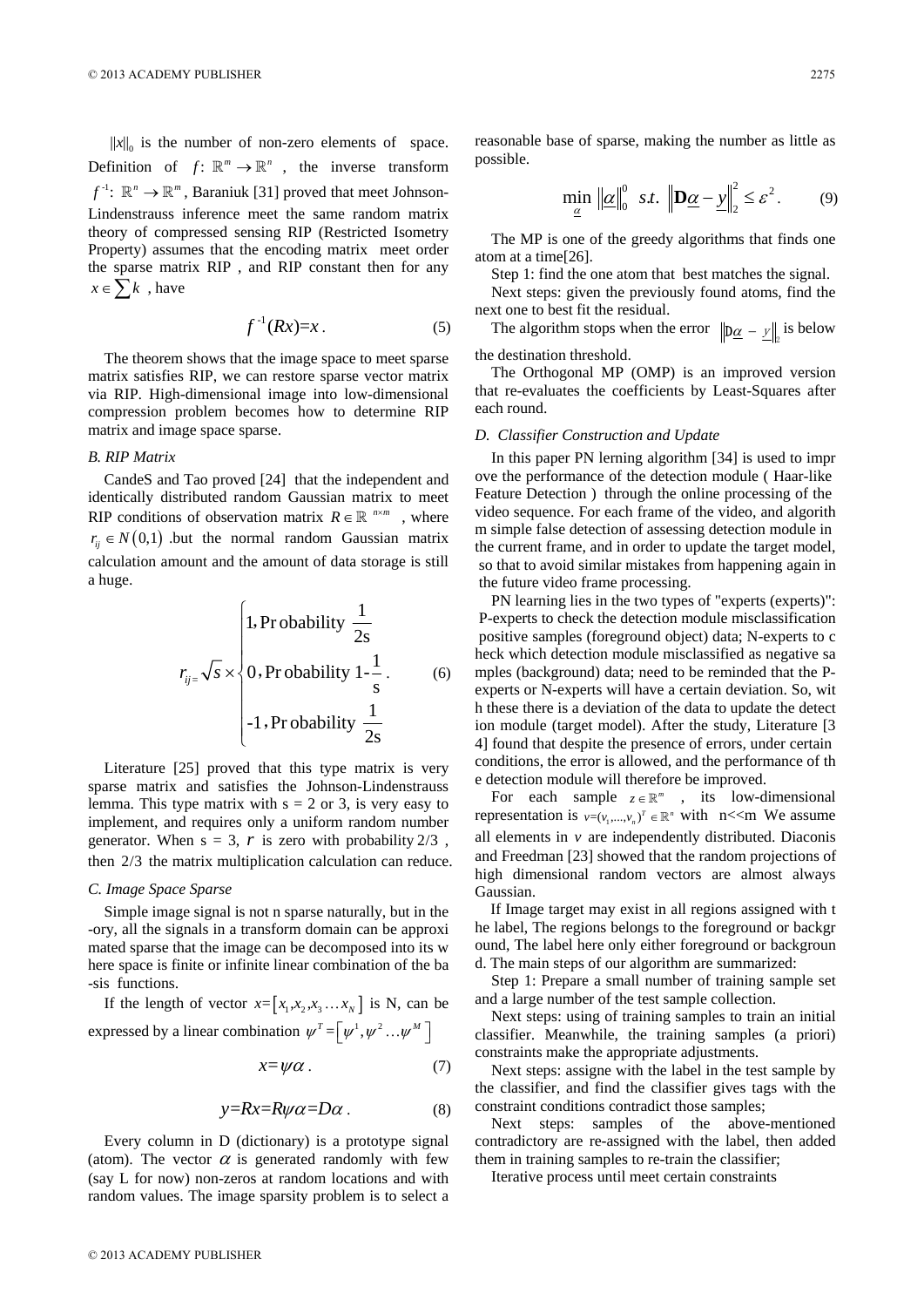$\|x\|_0$ is the number of non-zero elements of space. Definition of $f\colon \mathbb{R}^m \to \mathbb{R}^n$, the inverse transform $f^{-1}\colon \mathbb{R}^n \to \mathbb{R}^m$, Baraniuk [31] proved that meet Johnson-Lindenstrauss inference meet the same random matrix theory of compressed sensing RIP (Restricted Isometry Property) assumes that the encoding matrix meet order the sparse matrix RIP , and RIP constant then for any $x \in \sum k$ , have

$$f^{-1}(Rx)=x\,. \tag{5}$$

The theorem shows that the image space to meet sparse matrix satisfies RIP, we can restore sparse vector matrix via RIP. High-dimensional image into low-dimensional compression problem becomes how to determine RIP matrix and image space sparse.

### B. RIP Matrix

CandeS and Tao proved [24] that the independent and identically distributed random Gaussian matrix to meet RIP conditions of observation matrix $R \in \mathbb{R}^{n \times m}$ , where $r_{ij} \in N(0,1)$ .but the normal random Gaussian matrix calculation amount and the amount of data storage is still a huge.

$$r_{ij}=\sqrt{s}\times\begin{cases}1, \text{Pr obability } \dfrac{1}{2s}\\ 0, \text{Pr obability } 1\text{-}\dfrac{1}{s}\\ \text{-}1, \text{Pr obability } \dfrac{1}{2s}\end{cases}. \tag{6}$$

Literature [25] proved that this type matrix is very sparse matrix and satisfies the Johnson-Lindenstrauss lemma. This type matrix with s = 2 or 3, is very easy to implement, and requires only a uniform random number generator. When s = 3, $r$ is zero with probability $2/3$ , then $2/3$ the matrix multiplication calculation can reduce.

### C. Image Space Sparse

Simple image signal is not n sparse naturally, but in the -ory, all the signals in a transform domain can be approxi mated sparse that the image can be decomposed into its w here space is finite or infinite linear combination of the ba -sis functions.

If the length of vector $x=[x_1,x_2,x_3 \ldots x_N]$ is N, can be expressed by a linear combination $\psi^T=[\psi^1,\psi^2 \ldots \psi^M]$

$$x=\psi\alpha\,. \tag{7}$$

$$y=Rx=R\psi\alpha=D\alpha\,. \tag{8}$$

Every column in D (dictionary) is a prototype signal (atom). The vector $\alpha$ is generated randomly with few (say L for now) non-zeros at random locations and with random values. The image sparsity problem is to select a reasonable base of sparse, making the number as little as possible.

$$\min_{\underline{\alpha}} \|\underline{\alpha}\|_0^0 \;\; s.t. \;\; \|\mathbf{D}\underline{\alpha}-\underline{y}\|_2^2 \le \varepsilon^2\,. \tag{9}$$

The MP is one of the greedy algorithms that finds one atom at a time[26].

Step 1: find the one atom that best matches the signal.

Next steps: given the previously found atoms, find the next one to best fit the residual.

The algorithm stops when the error $\|\mathbf{D}\underline{\alpha}-\underline{y}\|_2$ is below the destination threshold.

The Orthogonal MP (OMP) is an improved version that re-evaluates the coefficients by Least-Squares after each round.

### D. Classifier Construction and Update

In this paper PN lerning algorithm [34] is used to impr ove the performance of the detection module ( Haar-like Feature Detection ) through the online processing of the video sequence. For each frame of the video, and algorith m simple false detection of assessing detection module in the current frame, and in order to update the target model, so that to avoid similar mistakes from happening again in the future video frame processing.

PN learning lies in the two types of "experts (experts)": P-experts to check the detection module misclassification positive samples (foreground object) data; N-experts to c heck which detection module misclassified as negative sa mples (background) data; need to be reminded that the P-experts or N-experts will have a certain deviation. So, wit h these there is a deviation of the data to update the detect ion module (target model). After the study, Literature [3 4] found that despite the presence of errors, under certain conditions, the error is allowed, and the performance of th e detection module will therefore be improved.

For each sample $z \in \mathbb{R}^m$ , its low-dimensional representation is $v=(v_1,\ldots,v_n)^T \in \mathbb{R}^n$ with n<<m We assume all elements in $v$ are independently distributed. Diaconis and Freedman [23] showed that the random projections of high dimensional random vectors are almost always Gaussian.

If Image target may exist in all regions assigned with t he label, The regions belongs to the foreground or backgr ound, The label here only either foreground or backgroun d. The main steps of our algorithm are summarized:

Step 1: Prepare a small number of training sample set and a large number of the test sample collection.

Next steps: using of training samples to train an initial classifier. Meanwhile, the training samples (a priori) constraints make the appropriate adjustments.

Next steps: assigne with the label in the test sample by the classifier, and find the classifier gives tags with the constraint conditions contradict those samples;

Next steps: samples of the above-mentioned contradictory are re-assigned with the label, then added them in training samples to re-train the classifier;

Iterative process until meet certain constraints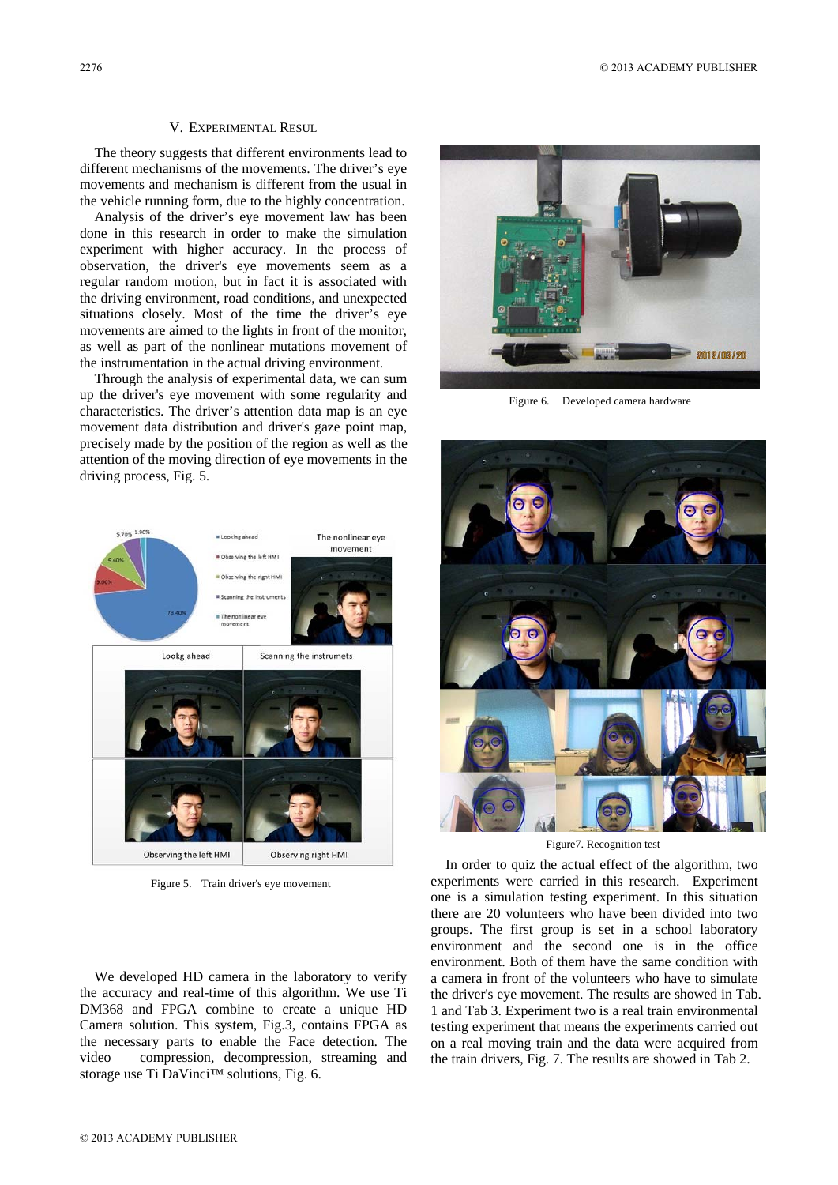## V. EXPERIMENTAL RESUL

The theory suggests that different environments lead to different mechanisms of the movements. The driver's eye movements and mechanism is different from the usual in the vehicle running form, due to the highly concentration.

Analysis of the driver's eye movement law has been done in this research in order to make the simulation experiment with higher accuracy. In the process of observation, the driver's eye movements seem as a regular random motion, but in fact it is associated with the driving environment, road conditions, and unexpected situations closely. Most of the time the driver's eye movements are aimed to the lights in front of the monitor, as well as part of the nonlinear mutations movement of the instrumentation in the actual driving environment.

Through the analysis of experimental data, we can sum up the driver's eye movement with some regularity and characteristics. The driver's attention data map is an eye movement data distribution and driver's gaze point map, precisely made by the position of the region as well as the attention of the moving direction of eye movements in the driving process, Fig. 5.

Figure 5. Train driver's eye movement

We developed HD camera in the laboratory to verify the accuracy and real-time of this algorithm. We use Ti DM368 and FPGA combine to create a unique HD Camera solution. This system, Fig.3, contains FPGA as the necessary parts to enable the Face detection. The video compression, decompression, streaming and storage use Ti DaVinci™ solutions, Fig. 6.

Figure 6. Developed camera hardware

Figure7. Recognition test

In order to quiz the actual effect of the algorithm, two experiments were carried in this research. Experiment one is a simulation testing experiment. In this situation there are 20 volunteers who have been divided into two groups. The first group is set in a school laboratory environment and the second one is in the office environment. Both of them have the same condition with a camera in front of the volunteers who have to simulate the driver's eye movement. The results are showed in Tab. 1 and Tab 3. Experiment two is a real train environmental testing experiment that means the experiments carried out on a real moving train and the data were acquired from the train drivers, Fig. 7. The results are showed in Tab 2.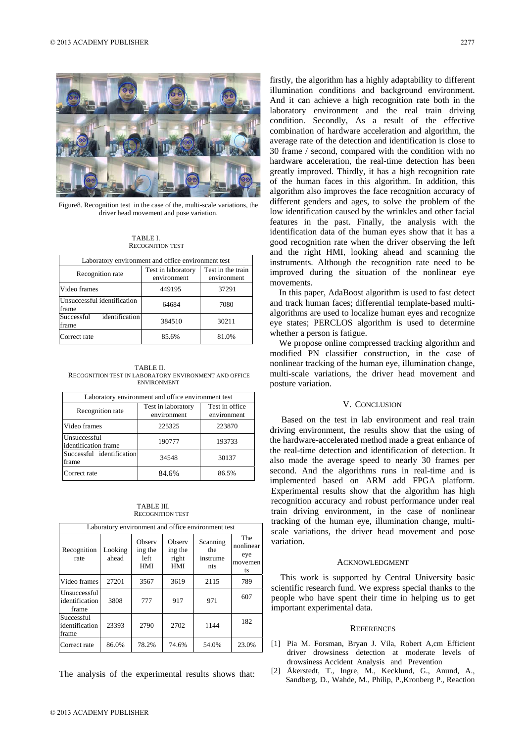Figure8. Recognition test in the case of the, multi-scale variations, the driver head movement and pose variation.

TABLE I.
RECOGNITION TEST

| Laboratory environment and office environment test | | |
|---|---|---|
| Recognition rate | Test in laboratory environment | Test in the train environment |
| Video frames | 449195 | 37291 |
| Unsuccessful identification frame | 64684 | 7080 |
| Successful identification frame | 384510 | 30211 |
| Correct rate | 85.6% | 81.0% |

TABLE II.
RECOGNITION TEST IN LABORATORY ENVIRONMENT AND OFFICE ENVIRONMENT

| Laboratory environment and office environment test | | |
|---|---|---|
| Recognition rate | Test in laboratory environment | Test in office environment |
| Video frames | 225325 | 223870 |
| Unsuccessful identification frame | 190777 | 193733 |
| Successful identification frame | 34548 | 30137 |
| Correct rate | 84.6% | 86.5% |

TABLE III.
RECOGNITION TEST

| Laboratory environment and office environment test | | | | | |
|---|---|---|---|---|---|
| Recognition rate | Looking ahead | Observing the left HMI | Observing the right HMI | Scanning the instruments | The nonlinear eye movements |
| Video frames | 27201 | 3567 | 3619 | 2115 | 789 |
| Unsuccessful identification frame | 3808 | 777 | 917 | 971 | 607 |
| Successful identification frame | 23393 | 2790 | 2702 | 1144 | 182 |
| Correct rate | 86.0% | 78.2% | 74.6% | 54.0% | 23.0% |

The analysis of the experimental results shows that: firstly, the algorithm has a highly adaptability to different illumination conditions and background environment. And it can achieve a high recognition rate both in the laboratory environment and the real train driving condition. Secondly, As a result of the effective combination of hardware acceleration and algorithm, the average rate of the detection and identification is close to 30 frame / second, compared with the condition with no hardware acceleration, the real-time detection has been greatly improved. Thirdly, it has a high recognition rate of the human faces in this algorithm. In addition, this algorithm also improves the face recognition accuracy of different genders and ages, to solve the problem of the low identification caused by the wrinkles and other facial features in the past. Finally, the analysis with the identification data of the human eyes show that it has a good recognition rate when the driver observing the left and the right HMI, looking ahead and scanning the instruments. Although the recognition rate need to be improved during the situation of the nonlinear eye movements.

In this paper, AdaBoost algorithm is used to fast detect and track human faces; differential template-based multi-algorithms are used to localize human eyes and recognize eye states; PERCLOS algorithm is used to determine whether a person is fatigue.

We propose online compressed tracking algorithm and modified PN classifier construction, in the case of nonlinear tracking of the human eye, illumination change, multi-scale variations, the driver head movement and posture variation.

## V. CONCLUSION

Based on the test in lab environment and real train driving environment, the results show that the using of the hardware-accelerated method made a great enhance of the real-time detection and identification of detection. It also made the average speed to nearly 30 frames per second. And the algorithms runs in real-time and is implemented based on ARM add FPGA platform. Experimental results show that the algorithm has high recognition accuracy and robust performance under real train driving environment, in the case of nonlinear tracking of the human eye, illumination change, multi-scale variations, the driver head movement and pose variation.

## ACKNOWLEDGMENT

This work is supported by Central University basic scientific research fund. We express special thanks to the people who have spent their time in helping us to get important experimental data.

## REFERENCES

[1] Pia M. Forsman, Bryan J. Vila, Robert A,cm Efficient driver drowsiness detection at moderate levels of drowsiness Accident Analysis and Prevention

[2] Åkerstedt, T., Ingre, M., Kecklund, G., Anund, A., Sandberg, D., Wahde, M., Philip, P.,Kronberg P., Reaction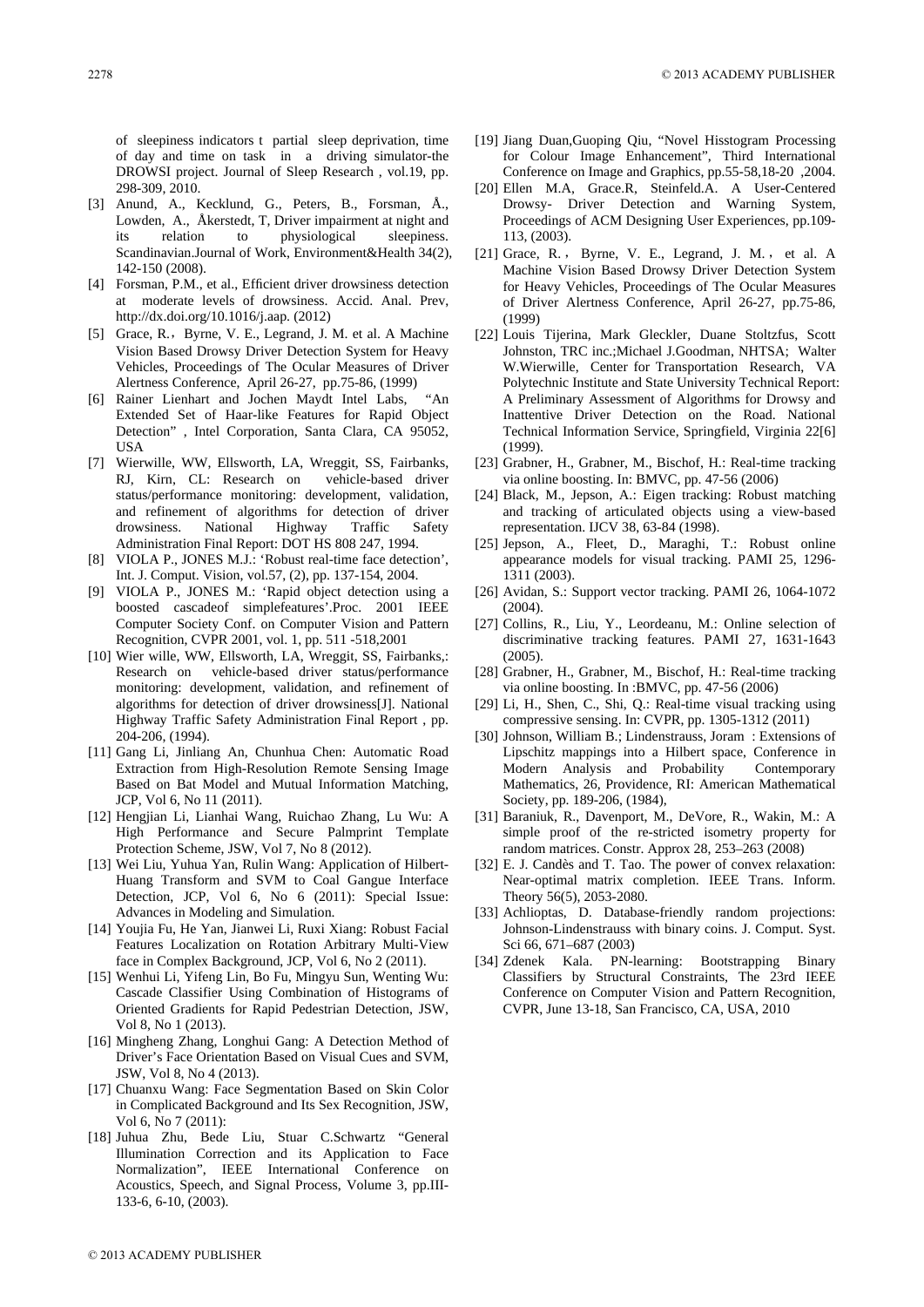of sleepiness indicators t partial sleep deprivation, time of day and time on task in a driving simulator-the DROWSI project. Journal of Sleep Research , vol.19, pp. 298-309, 2010.

[3] Anund, A., Kecklund, G., Peters, B., Forsman, Å., Lowden, A., Åkerstedt, T, Driver impairment at night and its relation to physiological sleepiness. Scandinavian.Journal of Work, Environment&Health 34(2), 142-150 (2008).

[4] Forsman, P.M., et al., Efficient driver drowsiness detection at moderate levels of drowsiness. Accid. Anal. Prev, http://dx.doi.org/10.1016/j.aap. (2012)

[5] Grace, R.，Byrne, V. E., Legrand, J. M. et al. A Machine Vision Based Drowsy Driver Detection System for Heavy Vehicles, Proceedings of The Ocular Measures of Driver Alertness Conference, April 26-27, pp.75-86, (1999)

[6] Rainer Lienhart and Jochen Maydt Intel Labs, "An Extended Set of Haar-like Features for Rapid Object Detection" , Intel Corporation, Santa Clara, CA 95052, USA

[7] Wierwille, WW, Ellsworth, LA, Wreggit, SS, Fairbanks, RJ, Kirn, CL: Research on vehicle-based driver status/performance monitoring: development, validation, and refinement of algorithms for detection of driver drowsiness. National Highway Traffic Safety Administration Final Report: DOT HS 808 247, 1994.

[8] VIOLA P., JONES M.J.: 'Robust real-time face detection', Int. J. Comput. Vision, vol.57, (2), pp. 137-154, 2004.

[9] VIOLA P., JONES M.: 'Rapid object detection using a boosted cascadeof simplefeatures'.Proc. 2001 IEEE Computer Society Conf. on Computer Vision and Pattern Recognition, CVPR 2001, vol. 1, pp. 511 -518,2001

[10] Wier wille, WW, Ellsworth, LA, Wreggit, SS, Fairbanks,: Research on vehicle-based driver status/performance monitoring: development, validation, and refinement of algorithms for detection of driver drowsiness[J]. National Highway Traffic Safety Administration Final Report , pp. 204-206, (1994).

[11] Gang Li, Jinliang An, Chunhua Chen: Automatic Road Extraction from High-Resolution Remote Sensing Image Based on Bat Model and Mutual Information Matching, JCP, Vol 6, No 11 (2011).

[12] Hengjian Li, Lianhai Wang, Ruichao Zhang, Lu Wu: A High Performance and Secure Palmprint Template Protection Scheme, JSW, Vol 7, No 8 (2012).

[13] Wei Liu, Yuhua Yan, Rulin Wang: Application of Hilbert-Huang Transform and SVM to Coal Gangue Interface Detection, JCP, Vol 6, No 6 (2011): Special Issue: Advances in Modeling and Simulation.

[14] Youjia Fu, He Yan, Jianwei Li, Ruxi Xiang: Robust Facial Features Localization on Rotation Arbitrary Multi-View face in Complex Background, JCP, Vol 6, No 2 (2011).

[15] Wenhui Li, Yifeng Lin, Bo Fu, Mingyu Sun, Wenting Wu: Cascade Classifier Using Combination of Histograms of Oriented Gradients for Rapid Pedestrian Detection, JSW, Vol 8, No 1 (2013).

[16] Mingheng Zhang, Longhui Gang: A Detection Method of Driver's Face Orientation Based on Visual Cues and SVM, JSW, Vol 8, No 4 (2013).

[17] Chuanxu Wang: Face Segmentation Based on Skin Color in Complicated Background and Its Sex Recognition, JSW, Vol 6, No 7 (2011):

[18] Juhua Zhu, Bede Liu, Stuar C.Schwartz "General Illumination Correction and its Application to Face Normalization", IEEE International Conference on Acoustics, Speech, and Signal Process, Volume 3, pp.III-133-6, 6-10, (2003).

[19] Jiang Duan,Guoping Qiu, "Novel Hisstogram Processing for Colour Image Enhancement", Third International Conference on Image and Graphics, pp.55-58,18-20 ,2004.

[20] Ellen M.A, Grace.R, Steinfeld.A. A User-Centered Drowsy- Driver Detection and Warning System, Proceedings of ACM Designing User Experiences, pp.109-113, (2003).

[21] Grace, R.，Byrne, V. E., Legrand, J. M.，et al. A Machine Vision Based Drowsy Driver Detection System for Heavy Vehicles, Proceedings of The Ocular Measures of Driver Alertness Conference, April 26-27, pp.75-86, (1999)

[22] Louis Tijerina, Mark Gleckler, Duane Stoltzfus, Scott Johnston, TRC inc.;Michael J.Goodman, NHTSA; Walter W.Wierwille, Center for Transportation Research, VA Polytechnic Institute and State University Technical Report: A Preliminary Assessment of Algorithms for Drowsy and Inattentive Driver Detection on the Road. National Technical Information Service, Springfield, Virginia 22[6] (1999).

[23] Grabner, H., Grabner, M., Bischof, H.: Real-time tracking via online boosting. In: BMVC, pp. 47-56 (2006)

[24] Black, M., Jepson, A.: Eigen tracking: Robust matching and tracking of articulated objects using a view-based representation. IJCV 38, 63-84 (1998).

[25] Jepson, A., Fleet, D., Maraghi, T.: Robust online appearance models for visual tracking. PAMI 25, 1296-1311 (2003).

[26] Avidan, S.: Support vector tracking. PAMI 26, 1064-1072 (2004).

[27] Collins, R., Liu, Y., Leordeanu, M.: Online selection of discriminative tracking features. PAMI 27, 1631-1643 (2005).

[28] Grabner, H., Grabner, M., Bischof, H.: Real-time tracking via online boosting. In :BMVC, pp. 47-56 (2006)

[29] Li, H., Shen, C., Shi, Q.: Real-time visual tracking using compressive sensing. In: CVPR, pp. 1305-1312 (2011)

[30] Johnson, William B.; Lindenstrauss, Joram : Extensions of Lipschitz mappings into a Hilbert space, Conference in Modern Analysis and Probability Contemporary Mathematics, 26, Providence, RI: American Mathematical Society, pp. 189-206, (1984),

[31] Baraniuk, R., Davenport, M., DeVore, R., Wakin, M.: A simple proof of the re-stricted isometry property for random matrices. Constr. Approx 28, 253–263 (2008)

[32] E. J. Candès and T. Tao. The power of convex relaxation: Near-optimal matrix completion. IEEE Trans. Inform. Theory 56(5), 2053-2080.

[33] Achlioptas, D. Database-friendly random projections: Johnson-Lindenstrauss with binary coins. J. Comput. Syst. Sci 66, 671–687 (2003)

[34] Zdenek Kala. PN-learning: Bootstrapping Binary Classifiers by Structural Constraints, The 23rd IEEE Conference on Computer Vision and Pattern Recognition, CVPR, June 13-18, San Francisco, CA, USA, 2010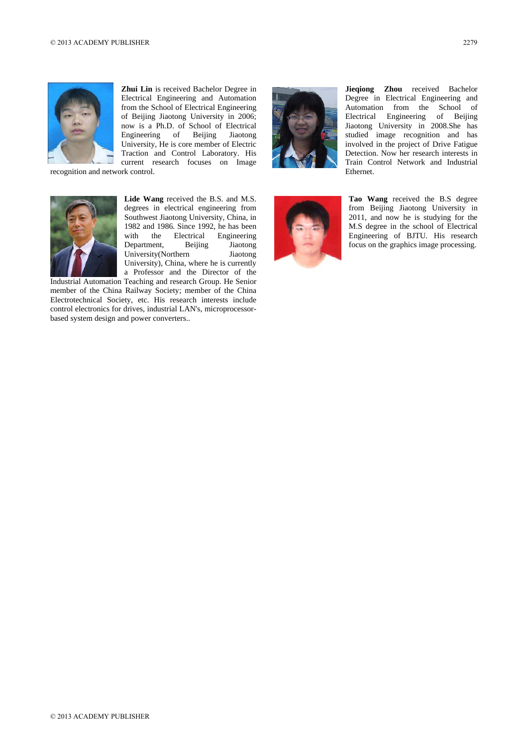**Zhui Lin** is received Bachelor Degree in Electrical Engineering and Automation from the School of Electrical Engineering of Beijing Jiaotong University in 2006; now is a Ph.D. of School of Electrical Engineering of Beijing Jiaotong University, He is core member of Electric Traction and Control Laboratory. His current research focuses on Image recognition and network control.

**Lide Wang** received the B.S. and M.S. degrees in electrical engineering from Southwest Jiaotong University, China, in 1982 and 1986. Since 1992, he has been with the Electrical Engineering Department, Beijing Jiaotong University(Northern Jiaotong University), China, where he is currently a Professor and the Director of the Industrial Automation Teaching and research Group. He Senior member of the China Railway Society; member of the China Electrotechnical Society, etc. His research interests include control electronics for drives, industrial LAN's, microprocessor-based system design and power converters..

**Jieqiong Zhou** received Bachelor Degree in Electrical Engineering and Automation from the School of Electrical Engineering of Beijing Jiaotong University in 2008.She has studied image recognition and has involved in the project of Drive Fatigue Detection. Now her research interests in Train Control Network and Industrial Ethernet.

**Tao Wang** received the B.S degree from Beijing Jiaotong University in 2011, and now he is studying for the M.S degree in the school of Electrical Engineering of BJTU. His research focus on the graphics image processing.